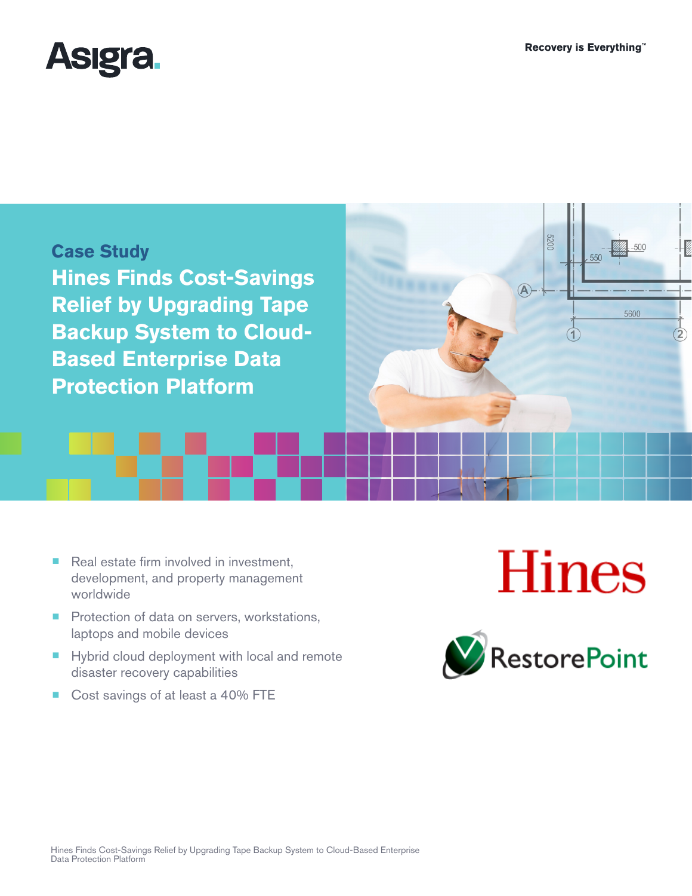Asigra

Recovery is Everything™

## Case Study

# Hines Finds Cost-Savings Relief by Upgrading Tape Backup System to Cloud-Based Enterprise Data Protection Platform

- Real estate firm involved in investment, development, and property management worldwide
- Protection of data on servers, workstations, laptops and mobile devices
- Hybrid cloud deployment with local and remote disaster recovery capabilities
- Cost savings of at least a 40% FTE

Hines

RestorePoint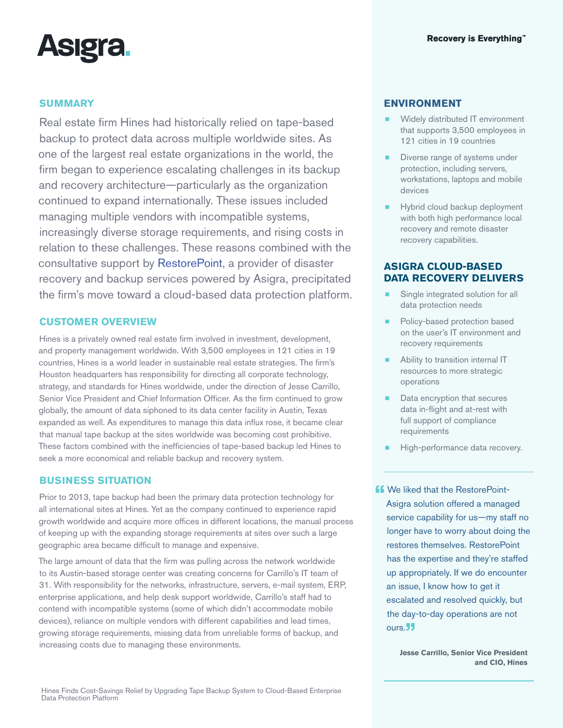## SUMMARY

Real estate firm Hines had historically relied on tape-based backup to protect data across multiple worldwide sites. As one of the largest real estate organizations in the world, the firm began to experience escalating challenges in its backup and recovery architecture—particularly as the organization continued to expand internationally. These issues included managing multiple vendors with incompatible systems, increasingly diverse storage requirements, and rising costs in relation to these challenges. These reasons combined with the consultative support by RestorePoint, a provider of disaster recovery and backup services powered by Asigra, precipitated the firm's move toward a cloud-based data protection platform.

## CUSTOMER OVERVIEW

Hines is a privately owned real estate firm involved in investment, development, and property management worldwide. With 3,500 employees in 121 cities in 19 countries, Hines is a world leader in sustainable real estate strategies. The firm's Houston headquarters has responsibility for directing all corporate technology, strategy, and standards for Hines worldwide, under the direction of Jesse Carrillo, Senior Vice President and Chief Information Officer. As the firm continued to grow globally, the amount of data siphoned to its data center facility in Austin, Texas expanded as well. As expenditures to manage this data influx rose, it became clear that manual tape backup at the sites worldwide was becoming cost prohibitive. These factors combined with the inefficiencies of tape-based backup led Hines to seek a more economical and reliable backup and recovery system.

## BUSINESS SITUATION

Prior to 2013, tape backup had been the primary data protection technology for all international sites at Hines. Yet as the company continued to experience rapid growth worldwide and acquire more offices in different locations, the manual process of keeping up with the expanding storage requirements at sites over such a large geographic area became difficult to manage and expensive.

The large amount of data that the firm was pulling across the network worldwide to its Austin-based storage center was creating concerns for Carrillo's IT team of 31. With responsibility for the networks, infrastructure, servers, e-mail system, ERP, enterprise applications, and help desk support worldwide, Carrillo's staff had to contend with incompatible systems (some of which didn't accommodate mobile devices), reliance on multiple vendors with different capabilities and lead times, growing storage requirements, missing data from unreliable forms of backup, and increasing costs due to managing these environments.

## ENVIRONMENT

- Widely distributed IT environment that supports 3,500 employees in 121 cities in 19 countries
- Diverse range of systems under protection, including servers, workstations, laptops and mobile devices
- Hybrid cloud backup deployment with both high performance local recovery and remote disaster recovery capabilities.

## ASIGRA CLOUD-BASED DATA RECOVERY DELIVERS

- Single integrated solution for all data protection needs
- Policy-based protection based on the user's IT environment and recovery requirements
- Ability to transition internal IT resources to more strategic operations
- Data encryption that secures data in-flight and at-rest with full support of compliance requirements
- High-performance data recovery.

> "We liked that the RestorePoint-Asigra solution offered a managed service capability for us—my staff no longer have to worry about doing the restores themselves. RestorePoint has the expertise and they're staffed up appropriately. If we do encounter an issue, I know how to get it escalated and resolved quickly, but the day-to-day operations are not ours."
>
> **Jesse Carrillo, Senior Vice President and CIO, Hines**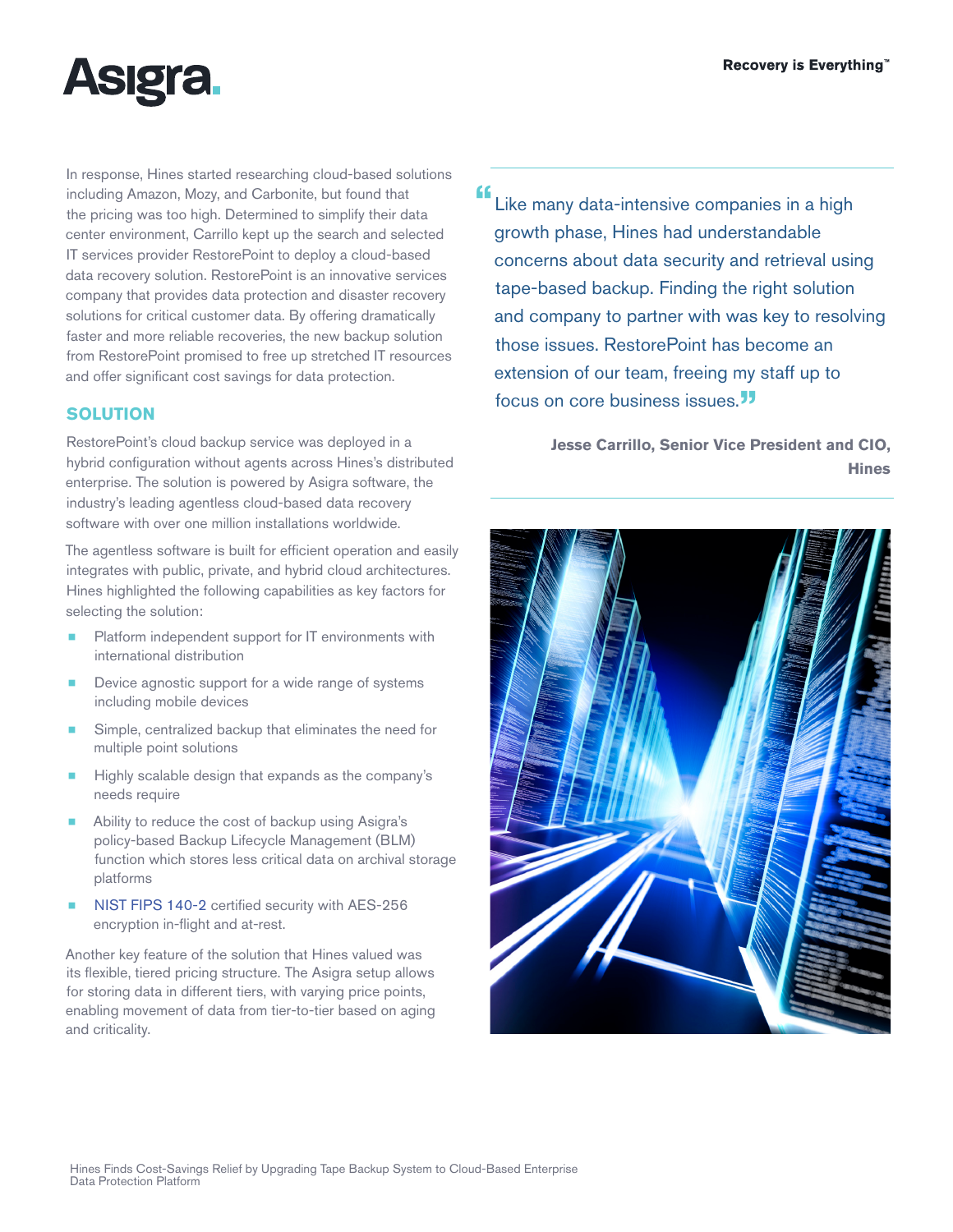In response, Hines started researching cloud-based solutions including Amazon, Mozy, and Carbonite, but found that the pricing was too high. Determined to simplify their data center environment, Carrillo kept up the search and selected IT services provider RestorePoint to deploy a cloud-based data recovery solution. RestorePoint is an innovative services company that provides data protection and disaster recovery solutions for critical customer data. By offering dramatically faster and more reliable recoveries, the new backup solution from RestorePoint promised to free up stretched IT resources and offer significant cost savings for data protection.

## SOLUTION

RestorePoint's cloud backup service was deployed in a hybrid configuration without agents across Hines's distributed enterprise. The solution is powered by Asigra software, the industry's leading agentless cloud-based data recovery software with over one million installations worldwide.

The agentless software is built for efficient operation and easily integrates with public, private, and hybrid cloud architectures. Hines highlighted the following capabilities as key factors for selecting the solution:

- Platform independent support for IT environments with international distribution
- Device agnostic support for a wide range of systems including mobile devices
- Simple, centralized backup that eliminates the need for multiple point solutions
- Highly scalable design that expands as the company's needs require
- Ability to reduce the cost of backup using Asigra's policy-based Backup Lifecycle Management (BLM) function which stores less critical data on archival storage platforms
- NIST FIPS 140-2 certified security with AES-256 encryption in-flight and at-rest.

Another key feature of the solution that Hines valued was its flexible, tiered pricing structure. The Asigra setup allows for storing data in different tiers, with varying price points, enabling movement of data from tier-to-tier based on aging and criticality.

> "Like many data-intensive companies in a high growth phase, Hines had understandable concerns about data security and retrieval using tape-based backup. Finding the right solution and company to partner with was key to resolving those issues. RestorePoint has become an extension of our team, freeing my staff up to focus on core business issues."
>
> **Jesse Carrillo, Senior Vice President and CIO, Hines**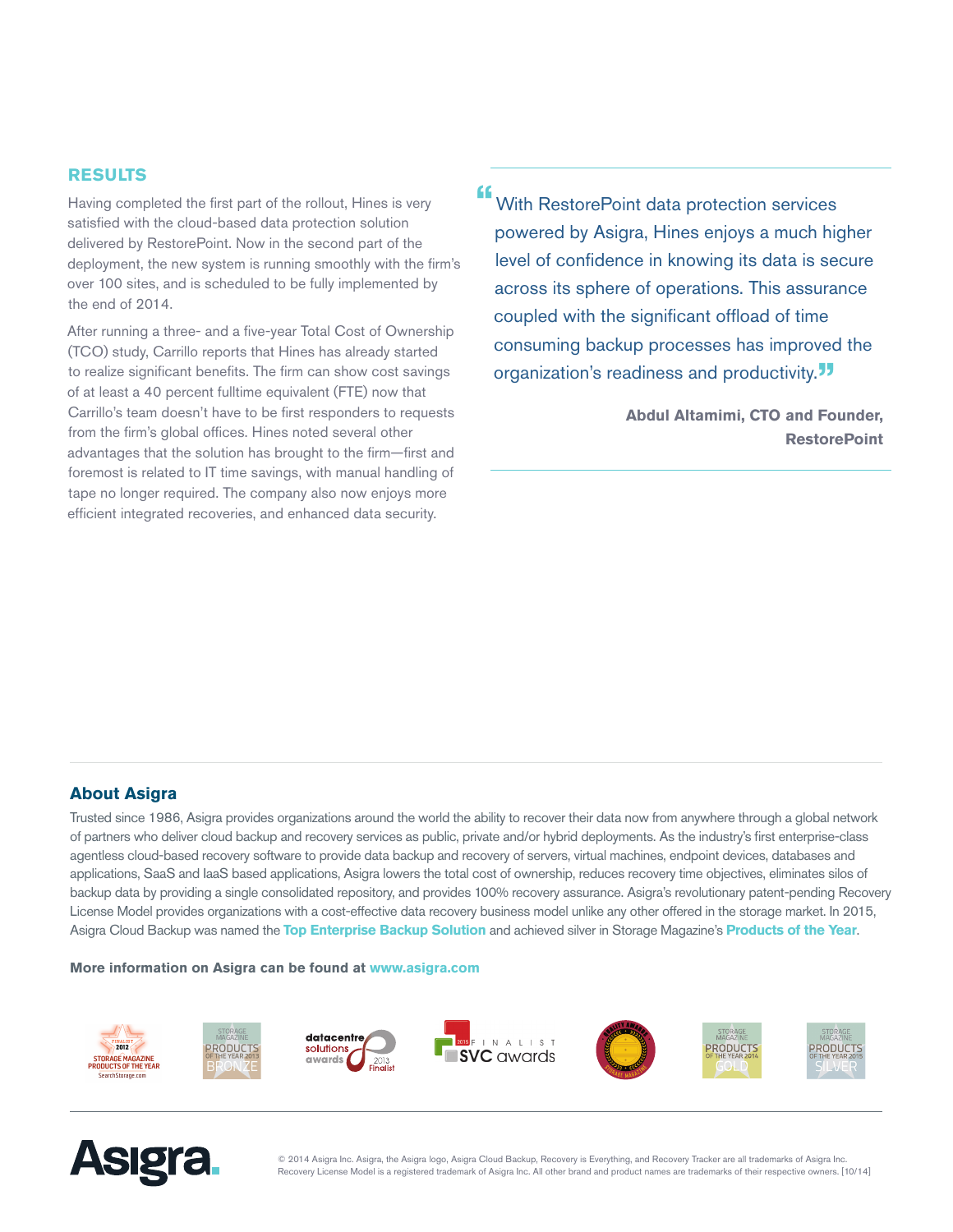## RESULTS

Having completed the first part of the rollout, Hines is very satisfied with the cloud-based data protection solution delivered by RestorePoint. Now in the second part of the deployment, the new system is running smoothly with the firm's over 100 sites, and is scheduled to be fully implemented by the end of 2014.

After running a three- and a five-year Total Cost of Ownership (TCO) study, Carrillo reports that Hines has already started to realize significant benefits. The firm can show cost savings of at least a 40 percent fulltime equivalent (FTE) now that Carrillo's team doesn't have to be first responders to requests from the firm's global offices. Hines noted several other advantages that the solution has brought to the firm—first and foremost is related to IT time savings, with manual handling of tape no longer required. The company also now enjoys more efficient integrated recoveries, and enhanced data security.

> "With RestorePoint data protection services powered by Asigra, Hines enjoys a much higher level of confidence in knowing its data is secure across its sphere of operations. This assurance coupled with the significant offload of time consuming backup processes has improved the organization's readiness and productivity."
>
> **Abdul Altamimi, CTO and Founder, RestorePoint**

### About Asigra

Trusted since 1986, Asigra provides organizations around the world the ability to recover their data now from anywhere through a global network of partners who deliver cloud backup and recovery services as public, private and/or hybrid deployments. As the industry's first enterprise-class agentless cloud-based recovery software to provide data backup and recovery of servers, virtual machines, endpoint devices, databases and applications, SaaS and IaaS based applications, Asigra lowers the total cost of ownership, reduces recovery time objectives, eliminates silos of backup data by providing a single consolidated repository, and provides 100% recovery assurance. Asigra's revolutionary patent-pending Recovery License Model provides organizations with a cost-effective data recovery business model unlike any other offered in the storage market. In 2015, Asigra Cloud Backup was named the **Top Enterprise Backup Solution** and achieved silver in Storage Magazine's **Products of the Year**.

**More information on Asigra can be found at www.asigra.com**

Asigra

© 2014 Asigra Inc. Asigra, the Asigra logo, Asigra Cloud Backup, Recovery is Everything, and Recovery Tracker are all trademarks of Asigra Inc. Recovery License Model is a registered trademark of Asigra Inc. All other brand and product names are trademarks of their respective owners. [10/14]